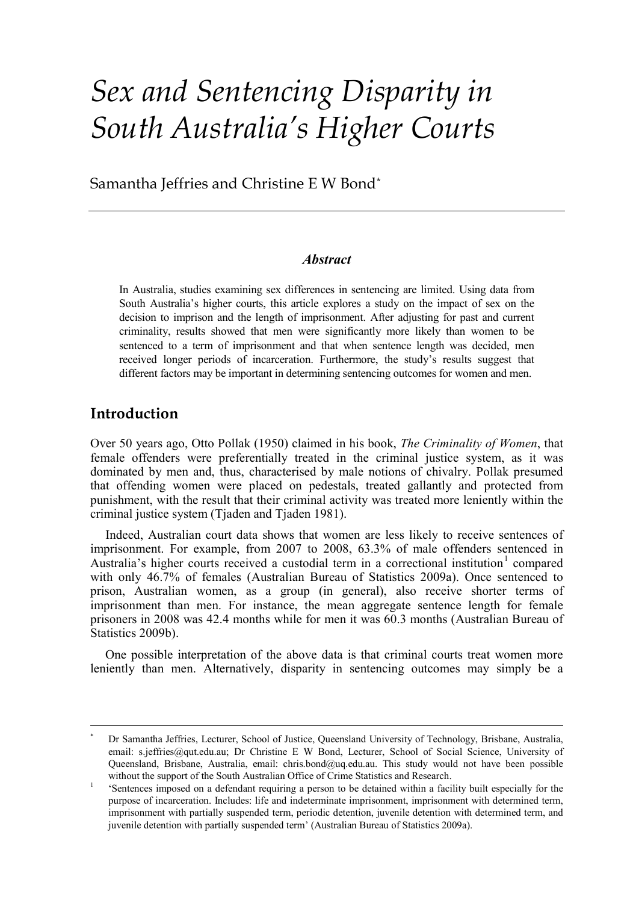# *Sex and Sentencing Disparity in South Australia's Higher Courts*

Samantha Jeffries and Christine E W Bond[*]

---

### *Abstract*

In Australia, studies examining sex differences in sentencing are limited. Using data from South Australia's higher courts, this article explores a study on the impact of sex on the decision to imprison and the length of imprisonment. After adjusting for past and current criminality, results showed that men were significantly more likely than women to be sentenced to a term of imprisonment and that when sentence length was decided, men received longer periods of incarceration. Furthermore, the study's results suggest that different factors may be important in determining sentencing outcomes for women and men.

## Introduction

Over 50 years ago, Otto Pollak (1950) claimed in his book, *The Criminality of Women*, that female offenders were preferentially treated in the criminal justice system, as it was dominated by men and, thus, characterised by male notions of chivalry. Pollak presumed that offending women were placed on pedestals, treated gallantly and protected from punishment, with the result that their criminal activity was treated more leniently within the criminal justice system (Tjaden and Tjaden 1981).

Indeed, Australian court data shows that women are less likely to receive sentences of imprisonment. For example, from 2007 to 2008, 63.3% of male offenders sentenced in Australia's higher courts received a custodial term in a correctional institution[1] compared with only 46.7% of females (Australian Bureau of Statistics 2009a). Once sentenced to prison, Australian women, as a group (in general), also receive shorter terms of imprisonment than men. For instance, the mean aggregate sentence length for female prisoners in 2008 was 42.4 months while for men it was 60.3 months (Australian Bureau of Statistics 2009b).

One possible interpretation of the above data is that criminal courts treat women more leniently than men. Alternatively, disparity in sentencing outcomes may simply be a

---

[*] Dr Samantha Jeffries, Lecturer, School of Justice, Queensland University of Technology, Brisbane, Australia, email: s.jeffries@qut.edu.au; Dr Christine E W Bond, Lecturer, School of Social Science, University of Queensland, Brisbane, Australia, email: chris.bond@uq.edu.au. This study would not have been possible without the support of the South Australian Office of Crime Statistics and Research.

[1] 'Sentences imposed on a defendant requiring a person to be detained within a facility built especially for the purpose of incarceration. Includes: life and indeterminate imprisonment, imprisonment with determined term, imprisonment with partially suspended term, periodic detention, juvenile detention with determined term, and juvenile detention with partially suspended term' (Australian Bureau of Statistics 2009a).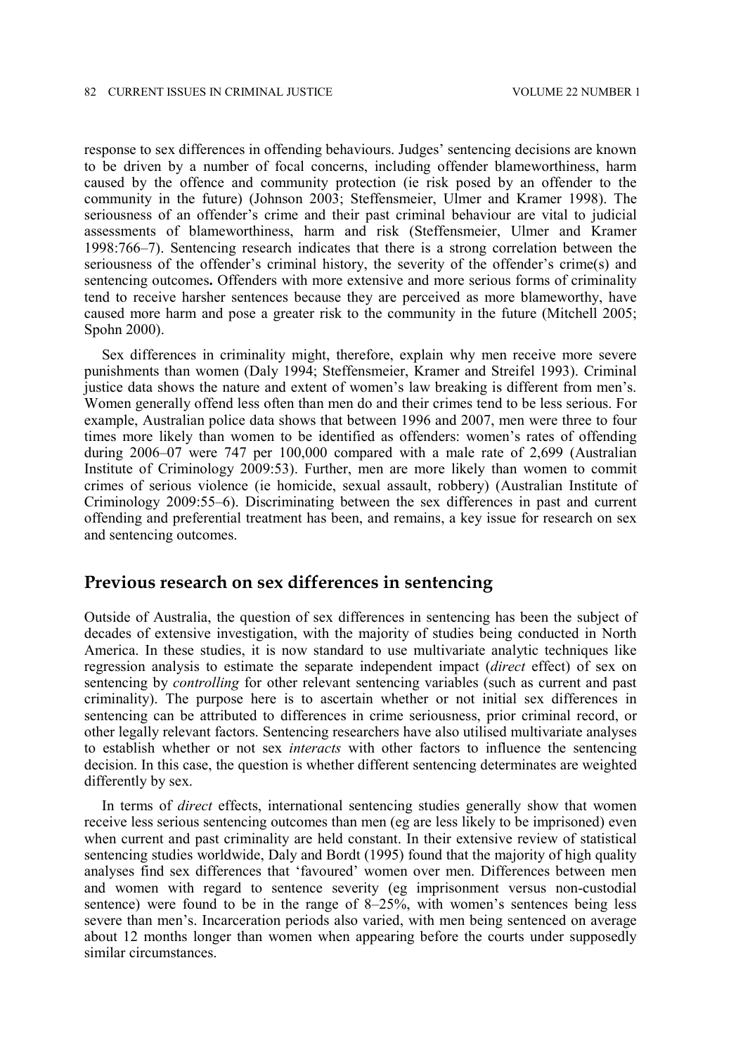response to sex differences in offending behaviours. Judges' sentencing decisions are known to be driven by a number of focal concerns, including offender blameworthiness, harm caused by the offence and community protection (ie risk posed by an offender to the community in the future) (Johnson 2003; Steffensmeier, Ulmer and Kramer 1998). The seriousness of an offender's crime and their past criminal behaviour are vital to judicial assessments of blameworthiness, harm and risk (Steffensmeier, Ulmer and Kramer 1998:766–7). Sentencing research indicates that there is a strong correlation between the seriousness of the offender's criminal history, the severity of the offender's crime(s) and sentencing outcomes. Offenders with more extensive and more serious forms of criminality tend to receive harsher sentences because they are perceived as more blameworthy, have caused more harm and pose a greater risk to the community in the future (Mitchell 2005; Spohn 2000).

Sex differences in criminality might, therefore, explain why men receive more severe punishments than women (Daly 1994; Steffensmeier, Kramer and Streifel 1993). Criminal justice data shows the nature and extent of women's law breaking is different from men's. Women generally offend less often than men do and their crimes tend to be less serious. For example, Australian police data shows that between 1996 and 2007, men were three to four times more likely than women to be identified as offenders: women's rates of offending during 2006–07 were 747 per 100,000 compared with a male rate of 2,699 (Australian Institute of Criminology 2009:53). Further, men are more likely than women to commit crimes of serious violence (ie homicide, sexual assault, robbery) (Australian Institute of Criminology 2009:55–6). Discriminating between the sex differences in past and current offending and preferential treatment has been, and remains, a key issue for research on sex and sentencing outcomes.

## Previous research on sex differences in sentencing

Outside of Australia, the question of sex differences in sentencing has been the subject of decades of extensive investigation, with the majority of studies being conducted in North America. In these studies, it is now standard to use multivariate analytic techniques like regression analysis to estimate the separate independent impact (*direct* effect) of sex on sentencing by *controlling* for other relevant sentencing variables (such as current and past criminality). The purpose here is to ascertain whether or not initial sex differences in sentencing can be attributed to differences in crime seriousness, prior criminal record, or other legally relevant factors. Sentencing researchers have also utilised multivariate analyses to establish whether or not sex *interacts* with other factors to influence the sentencing decision. In this case, the question is whether different sentencing determinates are weighted differently by sex.

In terms of *direct* effects, international sentencing studies generally show that women receive less serious sentencing outcomes than men (eg are less likely to be imprisoned) even when current and past criminality are held constant. In their extensive review of statistical sentencing studies worldwide, Daly and Bordt (1995) found that the majority of high quality analyses find sex differences that 'favoured' women over men. Differences between men and women with regard to sentence severity (eg imprisonment versus non-custodial sentence) were found to be in the range of 8–25%, with women's sentences being less severe than men's. Incarceration periods also varied, with men being sentenced on average about 12 months longer than women when appearing before the courts under supposedly similar circumstances.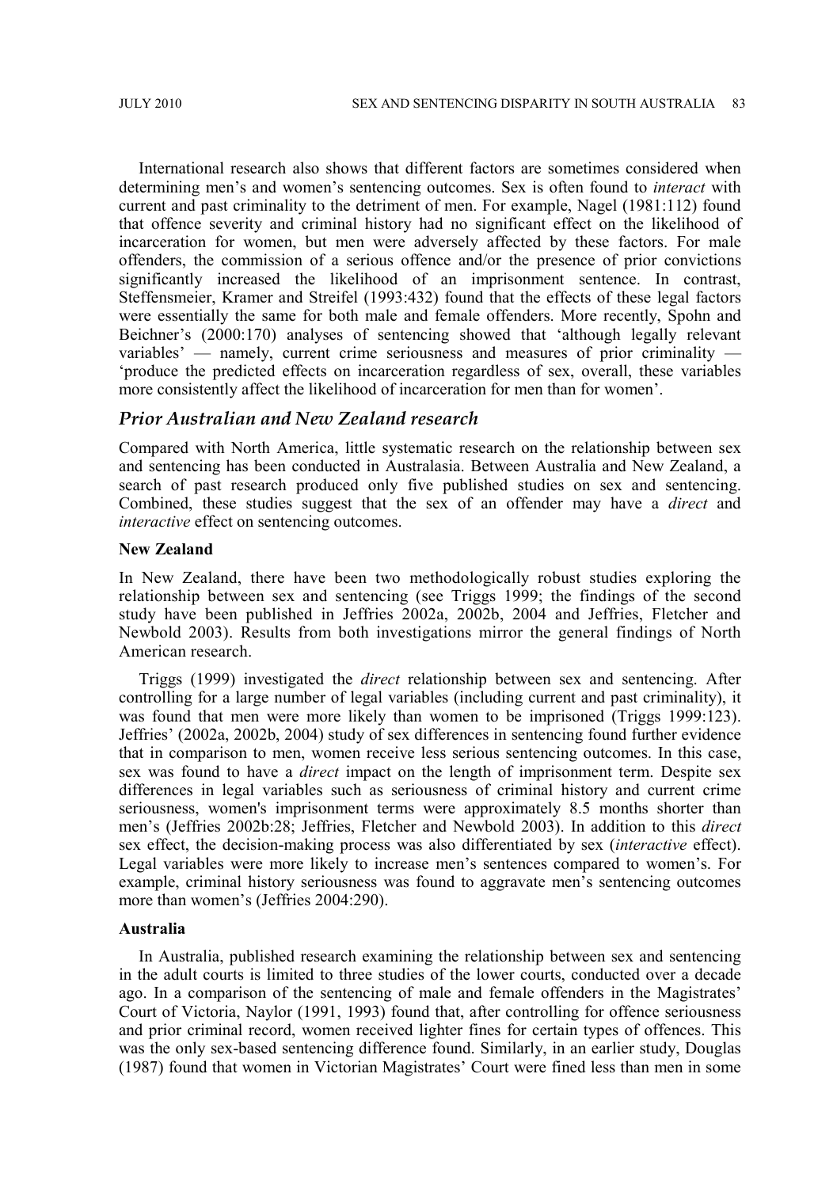International research also shows that different factors are sometimes considered when determining men's and women's sentencing outcomes. Sex is often found to *interact* with current and past criminality to the detriment of men. For example, Nagel (1981:112) found that offence severity and criminal history had no significant effect on the likelihood of incarceration for women, but men were adversely affected by these factors. For male offenders, the commission of a serious offence and/or the presence of prior convictions significantly increased the likelihood of an imprisonment sentence. In contrast, Steffensmeier, Kramer and Streifel (1993:432) found that the effects of these legal factors were essentially the same for both male and female offenders. More recently, Spohn and Beichner's (2000:170) analyses of sentencing showed that 'although legally relevant variables' — namely, current crime seriousness and measures of prior criminality — 'produce the predicted effects on incarceration regardless of sex, overall, these variables more consistently affect the likelihood of incarceration for men than for women'.

## *Prior Australian and New Zealand research*

Compared with North America, little systematic research on the relationship between sex and sentencing has been conducted in Australasia. Between Australia and New Zealand, a search of past research produced only five published studies on sex and sentencing. Combined, these studies suggest that the sex of an offender may have a *direct* and *interactive* effect on sentencing outcomes.

### New Zealand

In New Zealand, there have been two methodologically robust studies exploring the relationship between sex and sentencing (see Triggs 1999; the findings of the second study have been published in Jeffries 2002a, 2002b, 2004 and Jeffries, Fletcher and Newbold 2003). Results from both investigations mirror the general findings of North American research.

Triggs (1999) investigated the *direct* relationship between sex and sentencing. After controlling for a large number of legal variables (including current and past criminality), it was found that men were more likely than women to be imprisoned (Triggs 1999:123). Jeffries' (2002a, 2002b, 2004) study of sex differences in sentencing found further evidence that in comparison to men, women receive less serious sentencing outcomes. In this case, sex was found to have a *direct* impact on the length of imprisonment term. Despite sex differences in legal variables such as seriousness of criminal history and current crime seriousness, women's imprisonment terms were approximately 8.5 months shorter than men's (Jeffries 2002b:28; Jeffries, Fletcher and Newbold 2003). In addition to this *direct* sex effect, the decision-making process was also differentiated by sex (*interactive* effect). Legal variables were more likely to increase men's sentences compared to women's. For example, criminal history seriousness was found to aggravate men's sentencing outcomes more than women's (Jeffries 2004:290).

### Australia

In Australia, published research examining the relationship between sex and sentencing in the adult courts is limited to three studies of the lower courts, conducted over a decade ago. In a comparison of the sentencing of male and female offenders in the Magistrates' Court of Victoria, Naylor (1991, 1993) found that, after controlling for offence seriousness and prior criminal record, women received lighter fines for certain types of offences. This was the only sex-based sentencing difference found. Similarly, in an earlier study, Douglas (1987) found that women in Victorian Magistrates' Court were fined less than men in some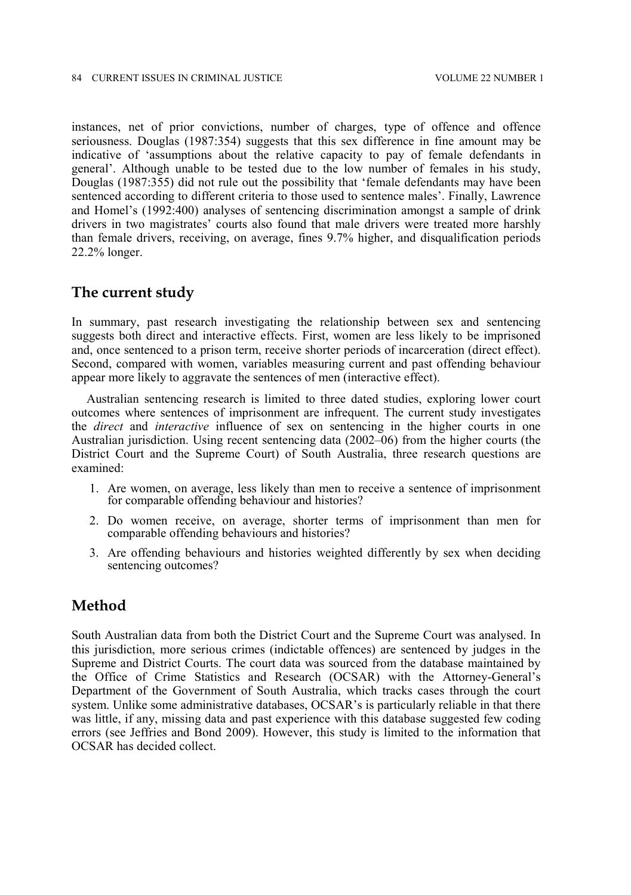instances, net of prior convictions, number of charges, type of offence and offence seriousness. Douglas (1987:354) suggests that this sex difference in fine amount may be indicative of 'assumptions about the relative capacity to pay of female defendants in general'. Although unable to be tested due to the low number of females in his study, Douglas (1987:355) did not rule out the possibility that 'female defendants may have been sentenced according to different criteria to those used to sentence males'. Finally, Lawrence and Homel's (1992:400) analyses of sentencing discrimination amongst a sample of drink drivers in two magistrates' courts also found that male drivers were treated more harshly than female drivers, receiving, on average, fines 9.7% higher, and disqualification periods 22.2% longer.

## The current study

In summary, past research investigating the relationship between sex and sentencing suggests both direct and interactive effects. First, women are less likely to be imprisoned and, once sentenced to a prison term, receive shorter periods of incarceration (direct effect). Second, compared with women, variables measuring current and past offending behaviour appear more likely to aggravate the sentences of men (interactive effect).

Australian sentencing research is limited to three dated studies, exploring lower court outcomes where sentences of imprisonment are infrequent. The current study investigates the *direct* and *interactive* influence of sex on sentencing in the higher courts in one Australian jurisdiction. Using recent sentencing data (2002–06) from the higher courts (the District Court and the Supreme Court) of South Australia, three research questions are examined:

1. Are women, on average, less likely than men to receive a sentence of imprisonment for comparable offending behaviour and histories?
2. Do women receive, on average, shorter terms of imprisonment than men for comparable offending behaviours and histories?
3. Are offending behaviours and histories weighted differently by sex when deciding sentencing outcomes?

## Method

South Australian data from both the District Court and the Supreme Court was analysed. In this jurisdiction, more serious crimes (indictable offences) are sentenced by judges in the Supreme and District Courts. The court data was sourced from the database maintained by the Office of Crime Statistics and Research (OCSAR) with the Attorney-General's Department of the Government of South Australia, which tracks cases through the court system. Unlike some administrative databases, OCSAR's is particularly reliable in that there was little, if any, missing data and past experience with this database suggested few coding errors (see Jeffries and Bond 2009). However, this study is limited to the information that OCSAR has decided collect.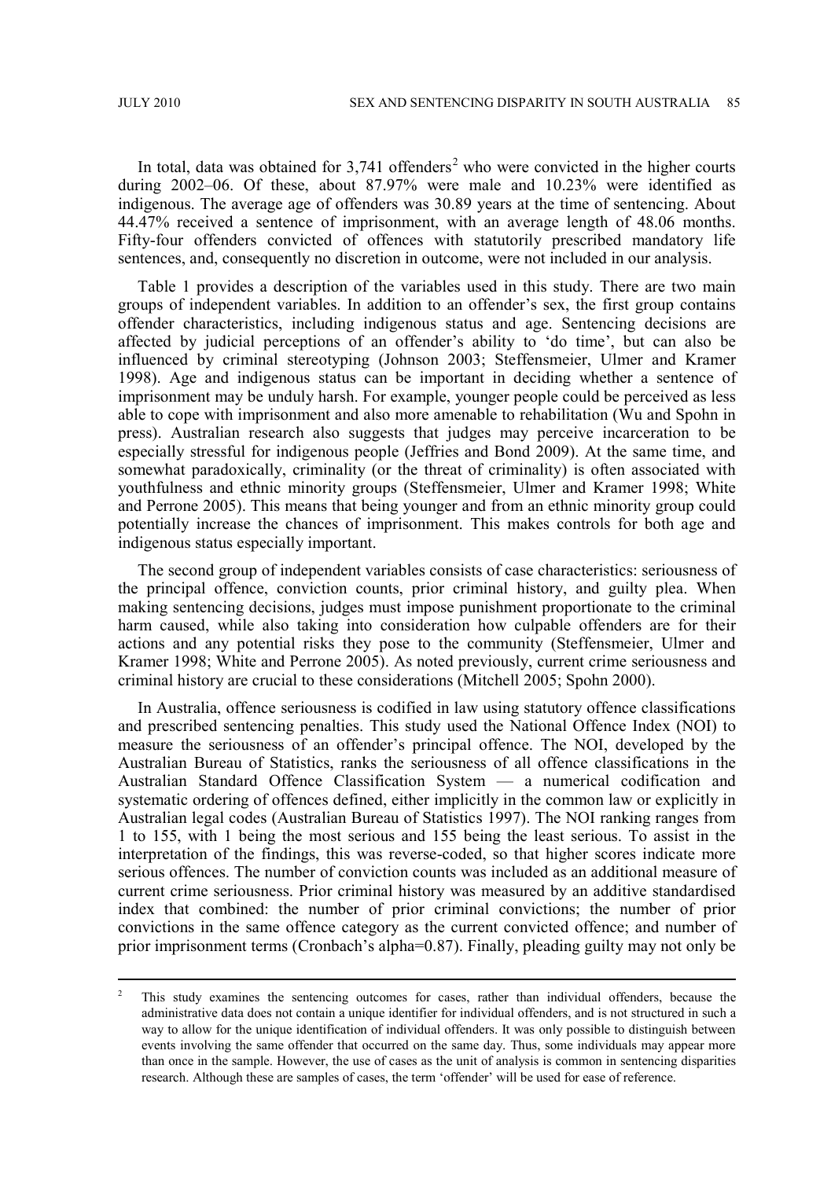In total, data was obtained for 3,741 offenders[2] who were convicted in the higher courts during 2002–06. Of these, about 87.97% were male and 10.23% were identified as indigenous. The average age of offenders was 30.89 years at the time of sentencing. About 44.47% received a sentence of imprisonment, with an average length of 48.06 months. Fifty-four offenders convicted of offences with statutorily prescribed mandatory life sentences, and, consequently no discretion in outcome, were not included in our analysis.

Table 1 provides a description of the variables used in this study. There are two main groups of independent variables. In addition to an offender's sex, the first group contains offender characteristics, including indigenous status and age. Sentencing decisions are affected by judicial perceptions of an offender's ability to 'do time', but can also be influenced by criminal stereotyping (Johnson 2003; Steffensmeier, Ulmer and Kramer 1998). Age and indigenous status can be important in deciding whether a sentence of imprisonment may be unduly harsh. For example, younger people could be perceived as less able to cope with imprisonment and also more amenable to rehabilitation (Wu and Spohn in press). Australian research also suggests that judges may perceive incarceration to be especially stressful for indigenous people (Jeffries and Bond 2009). At the same time, and somewhat paradoxically, criminality (or the threat of criminality) is often associated with youthfulness and ethnic minority groups (Steffensmeier, Ulmer and Kramer 1998; White and Perrone 2005). This means that being younger and from an ethnic minority group could potentially increase the chances of imprisonment. This makes controls for both age and indigenous status especially important.

The second group of independent variables consists of case characteristics: seriousness of the principal offence, conviction counts, prior criminal history, and guilty plea. When making sentencing decisions, judges must impose punishment proportionate to the criminal harm caused, while also taking into consideration how culpable offenders are for their actions and any potential risks they pose to the community (Steffensmeier, Ulmer and Kramer 1998; White and Perrone 2005). As noted previously, current crime seriousness and criminal history are crucial to these considerations (Mitchell 2005; Spohn 2000).

In Australia, offence seriousness is codified in law using statutory offence classifications and prescribed sentencing penalties. This study used the National Offence Index (NOI) to measure the seriousness of an offender's principal offence. The NOI, developed by the Australian Bureau of Statistics, ranks the seriousness of all offence classifications in the Australian Standard Offence Classification System — a numerical codification and systematic ordering of offences defined, either implicitly in the common law or explicitly in Australian legal codes (Australian Bureau of Statistics 1997). The NOI ranking ranges from 1 to 155, with 1 being the most serious and 155 being the least serious. To assist in the interpretation of the findings, this was reverse-coded, so that higher scores indicate more serious offences. The number of conviction counts was included as an additional measure of current crime seriousness. Prior criminal history was measured by an additive standardised index that combined: the number of prior criminal convictions; the number of prior convictions in the same offence category as the current convicted offence; and number of prior imprisonment terms (Cronbach's alpha=0.87). Finally, pleading guilty may not only be

[2] This study examines the sentencing outcomes for cases, rather than individual offenders, because the administrative data does not contain a unique identifier for individual offenders, and is not structured in such a way to allow for the unique identification of individual offenders. It was only possible to distinguish between events involving the same offender that occurred on the same day. Thus, some individuals may appear more than once in the sample. However, the use of cases as the unit of analysis is common in sentencing disparities research. Although these are samples of cases, the term 'offender' will be used for ease of reference.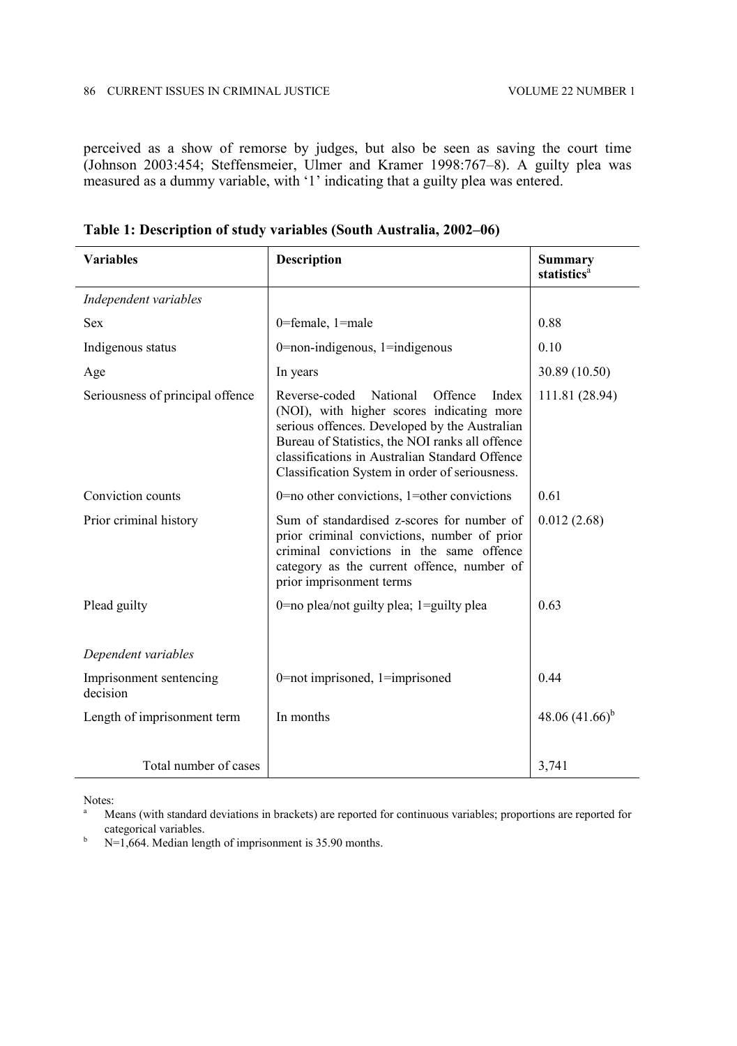perceived as a show of remorse by judges, but also be seen as saving the court time (Johnson 2003:454; Steffensmeier, Ulmer and Kramer 1998:767–8). A guilty plea was measured as a dummy variable, with '1' indicating that a guilty plea was entered.

**Table 1: Description of study variables (South Australia, 2002–06)**

| Variables | Description | Summary statistics[a] |
|---|---|---|
| *Independent variables* | | |
| Sex | 0=female, 1=male | 0.88 |
| Indigenous status | 0=non-indigenous, 1=indigenous | 0.10 |
| Age | In years | 30.89 (10.50) |
| Seriousness of principal offence | Reverse-coded National Offence Index (NOI), with higher scores indicating more serious offences. Developed by the Australian Bureau of Statistics, the NOI ranks all offence classifications in Australian Standard Offence Classification System in order of seriousness. | 111.81 (28.94) |
| Conviction counts | 0=no other convictions, 1=other convictions | 0.61 |
| Prior criminal history | Sum of standardised z-scores for number of prior criminal convictions, number of prior criminal convictions in the same offence category as the current offence, number of prior imprisonment terms | 0.012 (2.68) |
| Plead guilty | 0=no plea/not guilty plea; 1=guilty plea | 0.63 |
| *Dependent variables* | | |
| Imprisonment sentencing decision | 0=not imprisoned, 1=imprisoned | 0.44 |
| Length of imprisonment term | In months | 48.06 (41.66)[b] |
| Total number of cases | | 3,741 |

Notes:

[a] Means (with standard deviations in brackets) are reported for continuous variables; proportions are reported for categorical variables.

[b] N=1,664. Median length of imprisonment is 35.90 months.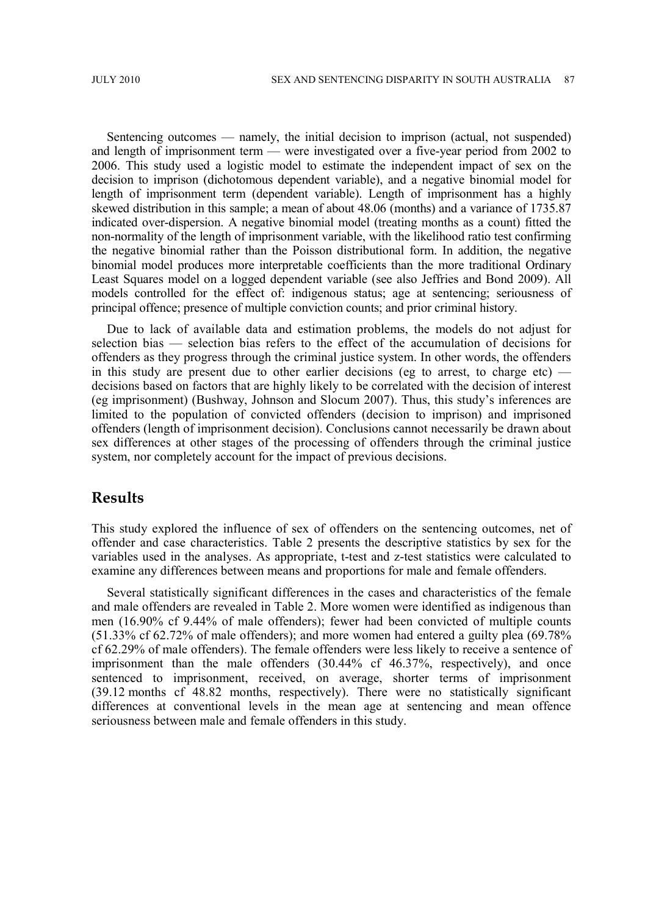Sentencing outcomes — namely, the initial decision to imprison (actual, not suspended) and length of imprisonment term — were investigated over a five-year period from 2002 to 2006. This study used a logistic model to estimate the independent impact of sex on the decision to imprison (dichotomous dependent variable), and a negative binomial model for length of imprisonment term (dependent variable). Length of imprisonment has a highly skewed distribution in this sample; a mean of about 48.06 (months) and a variance of 1735.87 indicated over-dispersion. A negative binomial model (treating months as a count) fitted the non-normality of the length of imprisonment variable, with the likelihood ratio test confirming the negative binomial rather than the Poisson distributional form. In addition, the negative binomial model produces more interpretable coefficients than the more traditional Ordinary Least Squares model on a logged dependent variable (see also Jeffries and Bond 2009). All models controlled for the effect of: indigenous status; age at sentencing; seriousness of principal offence; presence of multiple conviction counts; and prior criminal history.

Due to lack of available data and estimation problems, the models do not adjust for selection bias — selection bias refers to the effect of the accumulation of decisions for offenders as they progress through the criminal justice system. In other words, the offenders in this study are present due to other earlier decisions (eg to arrest, to charge etc) — decisions based on factors that are highly likely to be correlated with the decision of interest (eg imprisonment) (Bushway, Johnson and Slocum 2007). Thus, this study's inferences are limited to the population of convicted offenders (decision to imprison) and imprisoned offenders (length of imprisonment decision). Conclusions cannot necessarily be drawn about sex differences at other stages of the processing of offenders through the criminal justice system, nor completely account for the impact of previous decisions.

## Results

This study explored the influence of sex of offenders on the sentencing outcomes, net of offender and case characteristics. Table 2 presents the descriptive statistics by sex for the variables used in the analyses. As appropriate, t-test and z-test statistics were calculated to examine any differences between means and proportions for male and female offenders.

Several statistically significant differences in the cases and characteristics of the female and male offenders are revealed in Table 2. More women were identified as indigenous than men (16.90% cf 9.44% of male offenders); fewer had been convicted of multiple counts (51.33% cf 62.72% of male offenders); and more women had entered a guilty plea (69.78% cf 62.29% of male offenders). The female offenders were less likely to receive a sentence of imprisonment than the male offenders (30.44% cf 46.37%, respectively), and once sentenced to imprisonment, received, on average, shorter terms of imprisonment (39.12 months cf 48.82 months, respectively). There were no statistically significant differences at conventional levels in the mean age at sentencing and mean offence seriousness between male and female offenders in this study.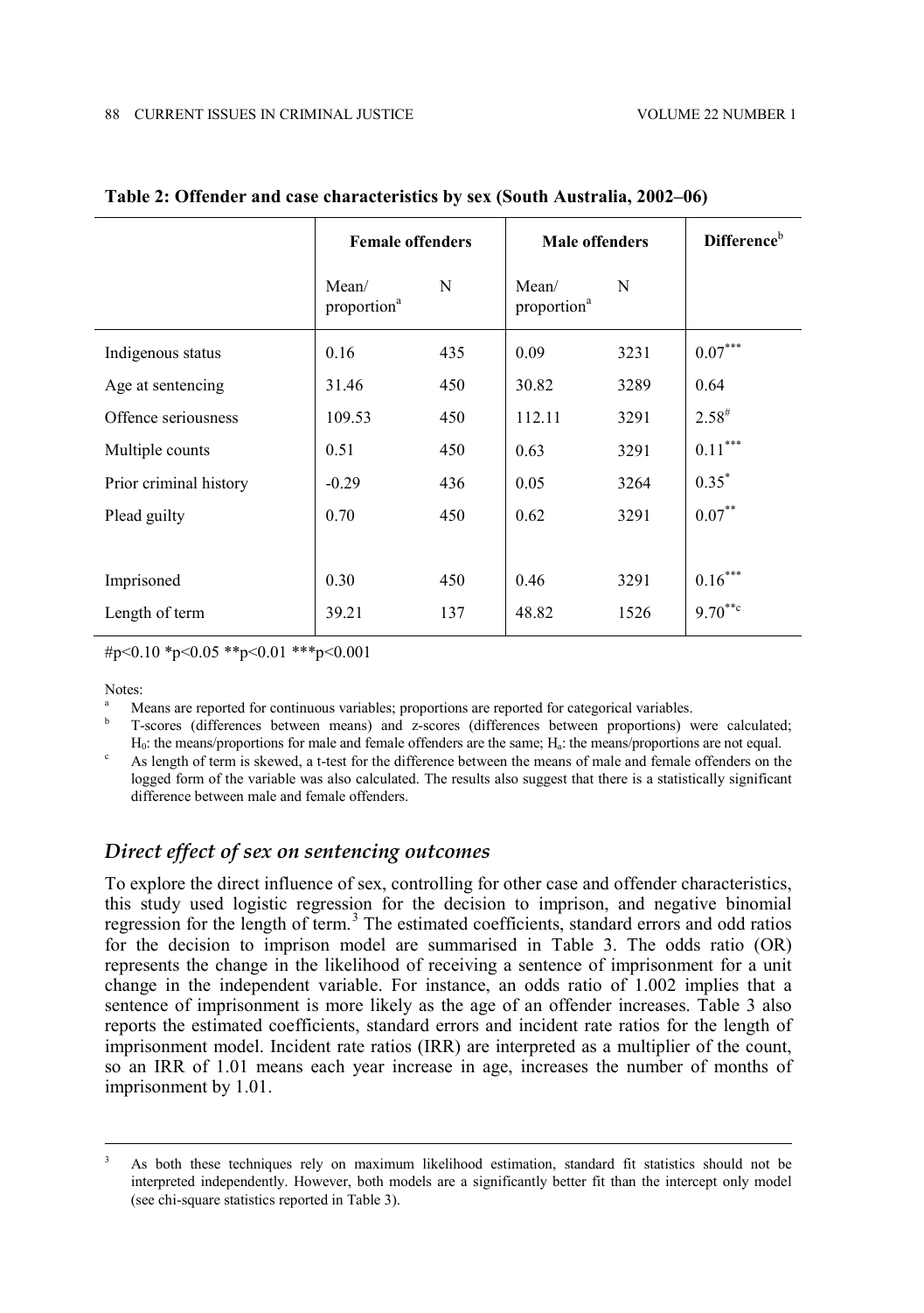**Table 2: Offender and case characteristics by sex (South Australia, 2002–06)**

| | Female offenders | | Male offenders | | Difference[b] |
|---|---|---|---|---|---|
| | Mean/ proportion[a] | N | Mean/ proportion[a] | N | |
| Indigenous status | 0.16 | 435 | 0.09 | 3231 | 0.07*** |
| Age at sentencing | 31.46 | 450 | 30.82 | 3289 | 0.64 |
| Offence seriousness | 109.53 | 450 | 112.11 | 3291 | 2.58# |
| Multiple counts | 0.51 | 450 | 0.63 | 3291 | 0.11*** |
| Prior criminal history | -0.29 | 436 | 0.05 | 3264 | 0.35* |
| Plead guilty | 0.70 | 450 | 0.62 | 3291 | 0.07** |
| | | | | | |
| Imprisoned | 0.30 | 450 | 0.46 | 3291 | 0.16*** |
| Length of term | 39.21 | 137 | 48.82 | 1526 | 9.70**c |

#p<0.10 *p<0.05 **p<0.01 ***p<0.001

Notes:

[a] Means are reported for continuous variables; proportions are reported for categorical variables.

[b] T-scores (differences between means) and z-scores (differences between proportions) were calculated; $H_0$: the means/proportions for male and female offenders are the same; $H_a$: the means/proportions are not equal.

[c] As length of term is skewed, a t-test for the difference between the means of male and female offenders on the logged form of the variable was also calculated. The results also suggest that there is a statistically significant difference between male and female offenders.

## *Direct effect of sex on sentencing outcomes*

To explore the direct influence of sex, controlling for other case and offender characteristics, this study used logistic regression for the decision to imprison, and negative binomial regression for the length of term.[3] The estimated coefficients, standard errors and odd ratios for the decision to imprison model are summarised in Table 3. The odds ratio (OR) represents the change in the likelihood of receiving a sentence of imprisonment for a unit change in the independent variable. For instance, an odds ratio of 1.002 implies that a sentence of imprisonment is more likely as the age of an offender increases. Table 3 also reports the estimated coefficients, standard errors and incident rate ratios for the length of imprisonment model. Incident rate ratios (IRR) are interpreted as a multiplier of the count, so an IRR of 1.01 means each year increase in age, increases the number of months of imprisonment by 1.01.

[3] As both these techniques rely on maximum likelihood estimation, standard fit statistics should not be interpreted independently. However, both models are a significantly better fit than the intercept only model (see chi-square statistics reported in Table 3).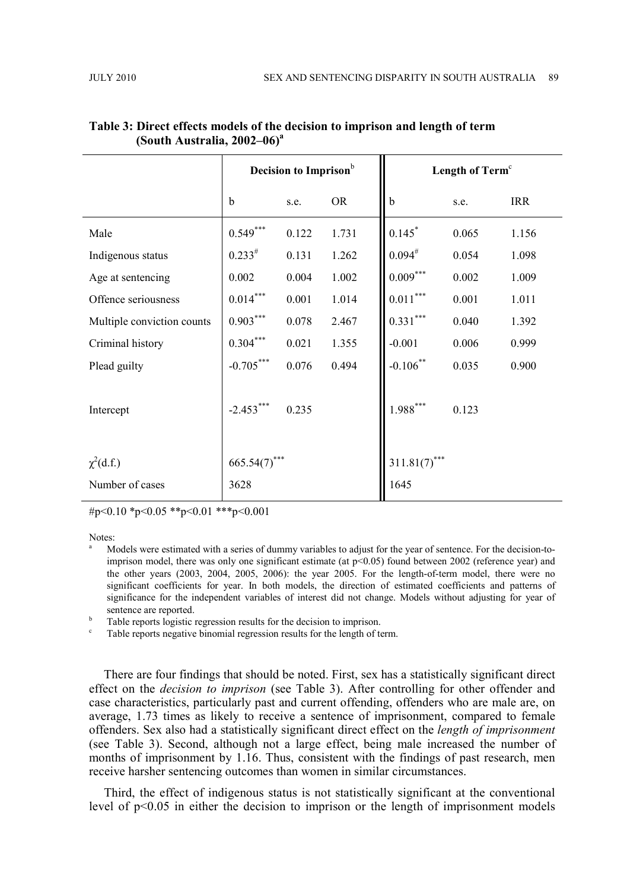**Table 3: Direct effects models of the decision to imprison and length of term (South Australia, 2002–06)[a]**

| | Decision to Imprison[b] | | | Length of Term[c] | | |
|---|---|---|---|---|---|---|
| | b | s.e. | OR | b | s.e. | IRR |
| Male | 0.549*** | 0.122 | 1.731 | 0.145* | 0.065 | 1.156 |
| Indigenous status | 0.233# | 0.131 | 1.262 | 0.094# | 0.054 | 1.098 |
| Age at sentencing | 0.002 | 0.004 | 1.002 | 0.009*** | 0.002 | 1.009 |
| Offence seriousness | 0.014*** | 0.001 | 1.014 | 0.011*** | 0.001 | 1.011 |
| Multiple conviction counts | 0.903*** | 0.078 | 2.467 | 0.331*** | 0.040 | 1.392 |
| Criminal history | 0.304*** | 0.021 | 1.355 | -0.001 | 0.006 | 0.999 |
| Plead guilty | -0.705*** | 0.076 | 0.494 | -0.106** | 0.035 | 0.900 |
| Intercept | -2.453*** | 0.235 | | 1.988*** | 0.123 | |
| $\chi^2$(d.f.) | 665.54(7)*** | | | 311.81(7)*** | | |
| Number of cases | 3628 | | | 1645 | | |

#p<0.10 *p<0.05 **p<0.01 ***p<0.001

Notes:

[a] Models were estimated with a series of dummy variables to adjust for the year of sentence. For the decision-to-imprison model, there was only one significant estimate (at p<0.05) found between 2002 (reference year) and the other years (2003, 2004, 2005, 2006): the year 2005. For the length-of-term model, there were no significant coefficients for year. In both models, the direction of estimated coefficients and patterns of significance for the independent variables of interest did not change. Models without adjusting for year of sentence are reported.

[b] Table reports logistic regression results for the decision to imprison.

[c] Table reports negative binomial regression results for the length of term.

There are four findings that should be noted. First, sex has a statistically significant direct effect on the *decision to imprison* (see Table 3). After controlling for other offender and case characteristics, particularly past and current offending, offenders who are male are, on average, 1.73 times as likely to receive a sentence of imprisonment, compared to female offenders. Sex also had a statistically significant direct effect on the *length of imprisonment* (see Table 3). Second, although not a large effect, being male increased the number of months of imprisonment by 1.16. Thus, consistent with the findings of past research, men receive harsher sentencing outcomes than women in similar circumstances.

Third, the effect of indigenous status is not statistically significant at the conventional level of $p<0.05$ in either the decision to imprison or the length of imprisonment models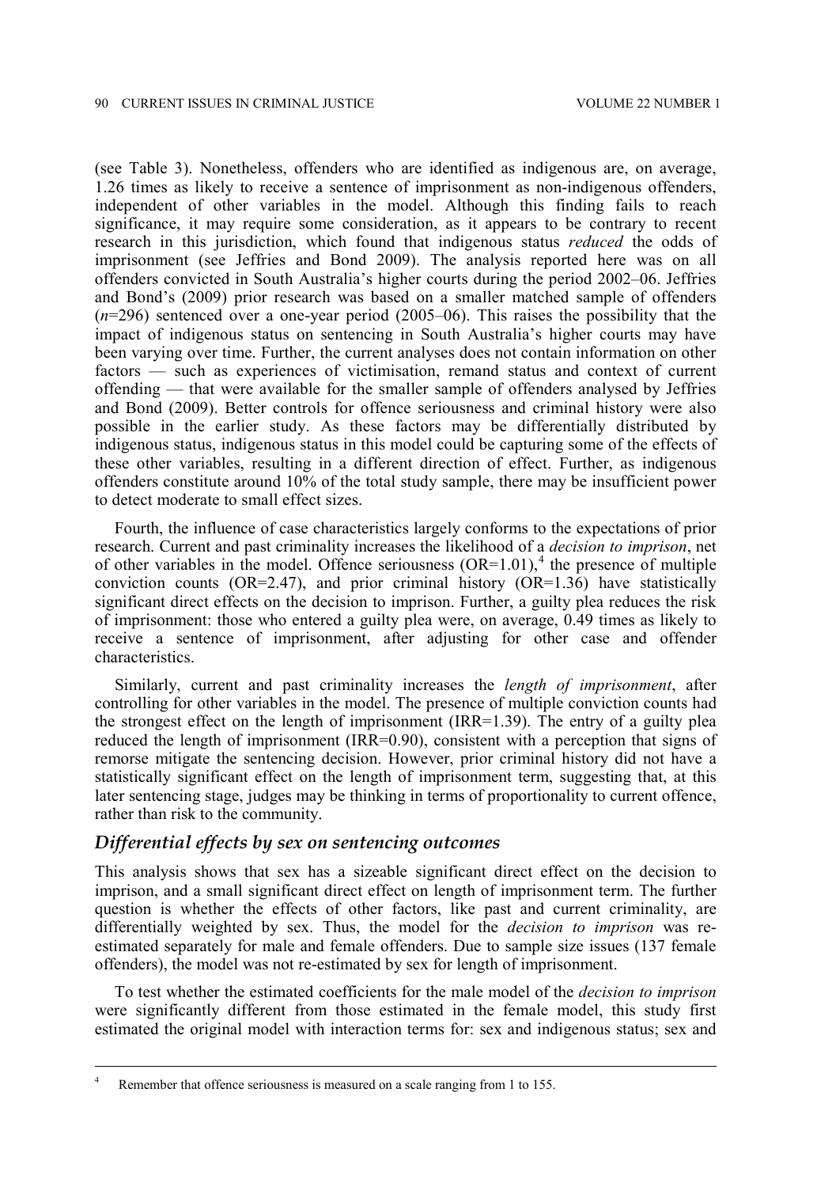(see Table 3). Nonetheless, offenders who are identified as indigenous are, on average, 1.26 times as likely to receive a sentence of imprisonment as non-indigenous offenders, independent of other variables in the model. Although this finding fails to reach significance, it may require some consideration, as it appears to be contrary to recent research in this jurisdiction, which found that indigenous status *reduced* the odds of imprisonment (see Jeffries and Bond 2009). The analysis reported here was on all offenders convicted in South Australia's higher courts during the period 2002–06. Jeffries and Bond's (2009) prior research was based on a smaller matched sample of offenders ($n$=296) sentenced over a one-year period (2005–06). This raises the possibility that the impact of indigenous status on sentencing in South Australia's higher courts may have been varying over time. Further, the current analyses does not contain information on other factors — such as experiences of victimisation, remand status and context of current offending — that were available for the smaller sample of offenders analysed by Jeffries and Bond (2009). Better controls for offence seriousness and criminal history were also possible in the earlier study. As these factors may be differentially distributed by indigenous status, indigenous status in this model could be capturing some of the effects of these other variables, resulting in a different direction of effect. Further, as indigenous offenders constitute around 10% of the total study sample, there may be insufficient power to detect moderate to small effect sizes.

Fourth, the influence of case characteristics largely conforms to the expectations of prior research. Current and past criminality increases the likelihood of a *decision to imprison*, net of other variables in the model. Offence seriousness (OR=1.01),[4] the presence of multiple conviction counts (OR=2.47), and prior criminal history (OR=1.36) have statistically significant direct effects on the decision to imprison. Further, a guilty plea reduces the risk of imprisonment: those who entered a guilty plea were, on average, 0.49 times as likely to receive a sentence of imprisonment, after adjusting for other case and offender characteristics.

Similarly, current and past criminality increases the *length of imprisonment*, after controlling for other variables in the model. The presence of multiple conviction counts had the strongest effect on the length of imprisonment (IRR=1.39). The entry of a guilty plea reduced the length of imprisonment (IRR=0.90), consistent with a perception that signs of remorse mitigate the sentencing decision. However, prior criminal history did not have a statistically significant effect on the length of imprisonment term, suggesting that, at this later sentencing stage, judges may be thinking in terms of proportionality to current offence, rather than risk to the community.

### *Differential effects by sex on sentencing outcomes*

This analysis shows that sex has a sizeable significant direct effect on the decision to imprison, and a small significant direct effect on length of imprisonment term. The further question is whether the effects of other factors, like past and current criminality, are differentially weighted by sex. Thus, the model for the *decision to imprison* was re-estimated separately for male and female offenders. Due to sample size issues (137 female offenders), the model was not re-estimated by sex for length of imprisonment.

To test whether the estimated coefficients for the male model of the *decision to imprison* were significantly different from those estimated in the female model, this study first estimated the original model with interaction terms for: sex and indigenous status; sex and

[4] Remember that offence seriousness is measured on a scale ranging from 1 to 155.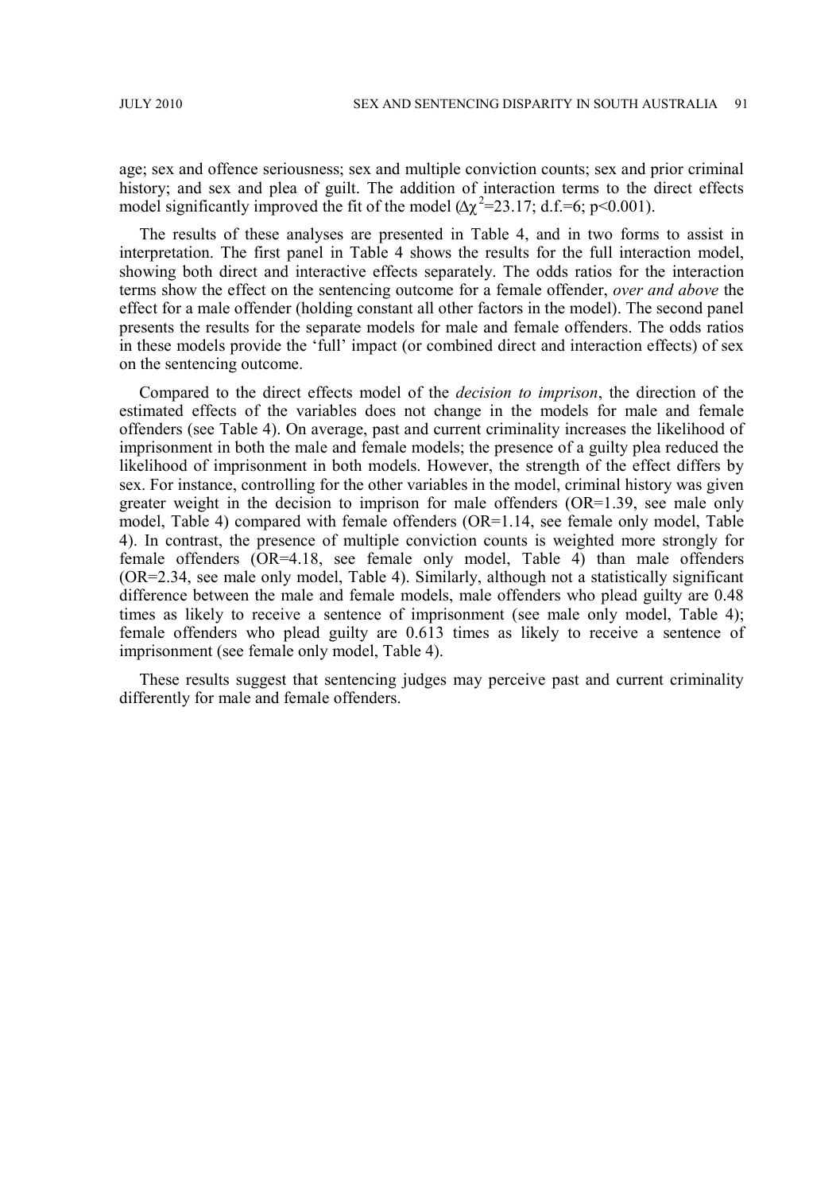age; sex and offence seriousness; sex and multiple conviction counts; sex and prior criminal history; and sex and plea of guilt. The addition of interaction terms to the direct effects model significantly improved the fit of the model ($\Delta\chi^2$=23.17; d.f.=6; $p<0.001$).

The results of these analyses are presented in Table 4, and in two forms to assist in interpretation. The first panel in Table 4 shows the results for the full interaction model, showing both direct and interactive effects separately. The odds ratios for the interaction terms show the effect on the sentencing outcome for a female offender, *over and above* the effect for a male offender (holding constant all other factors in the model). The second panel presents the results for the separate models for male and female offenders. The odds ratios in these models provide the 'full' impact (or combined direct and interaction effects) of sex on the sentencing outcome.

Compared to the direct effects model of the *decision to imprison*, the direction of the estimated effects of the variables does not change in the models for male and female offenders (see Table 4). On average, past and current criminality increases the likelihood of imprisonment in both the male and female models; the presence of a guilty plea reduced the likelihood of imprisonment in both models. However, the strength of the effect differs by sex. For instance, controlling for the other variables in the model, criminal history was given greater weight in the decision to imprison for male offenders (OR=1.39, see male only model, Table 4) compared with female offenders (OR=1.14, see female only model, Table 4). In contrast, the presence of multiple conviction counts is weighted more strongly for female offenders (OR=4.18, see female only model, Table 4) than male offenders (OR=2.34, see male only model, Table 4). Similarly, although not a statistically significant difference between the male and female models, male offenders who plead guilty are 0.48 times as likely to receive a sentence of imprisonment (see male only model, Table 4); female offenders who plead guilty are 0.613 times as likely to receive a sentence of imprisonment (see female only model, Table 4).

These results suggest that sentencing judges may perceive past and current criminality differently for male and female offenders.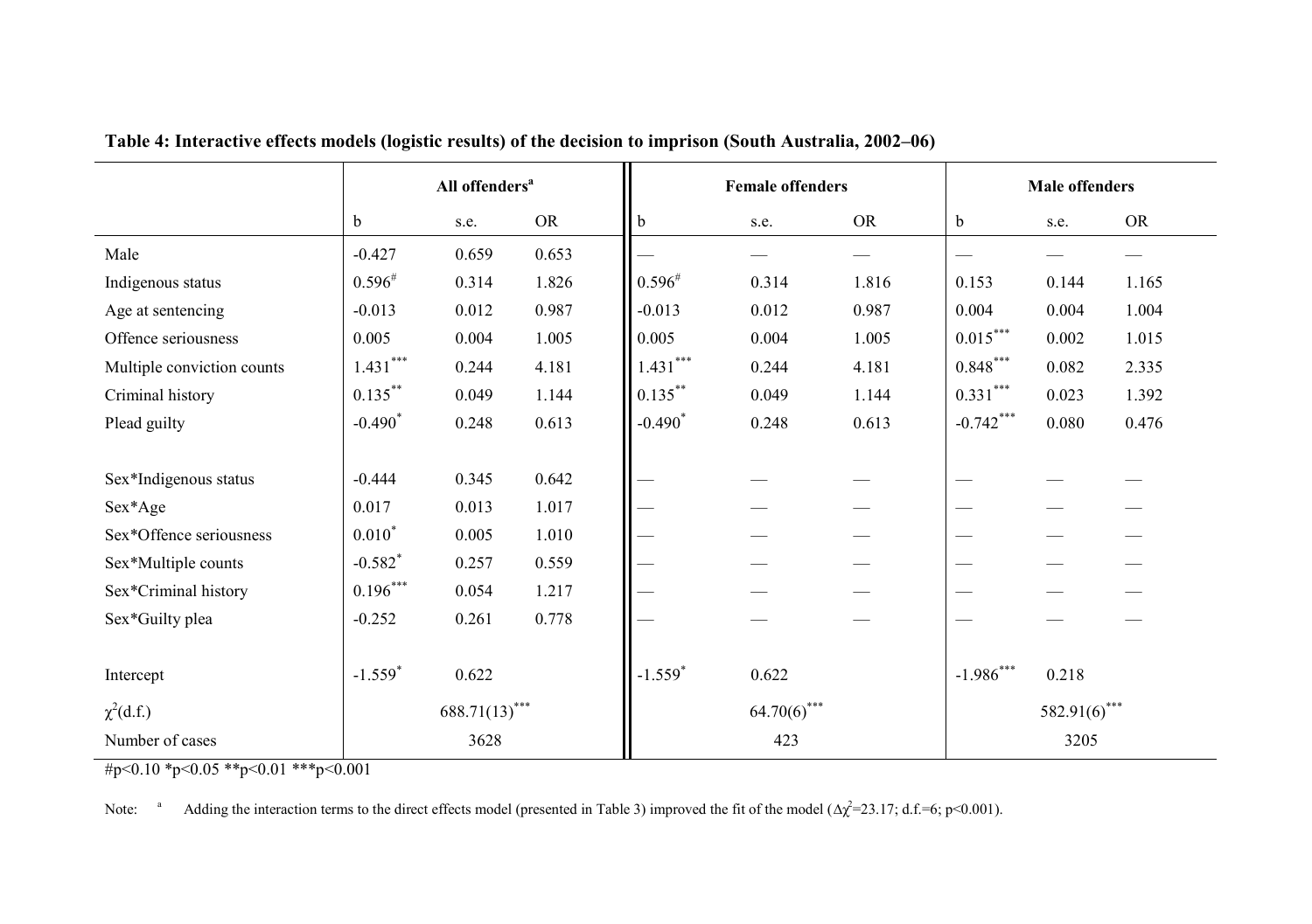**Table 4: Interactive effects models (logistic results) of the decision to imprison (South Australia, 2002–06)**

| | All offenders[a] | | | Female offenders | | | Male offenders | | |
|---|---|---|---|---|---|---|---|---|---|
| | b | s.e. | OR | b | s.e. | OR | b | s.e. | OR |
| Male | -0.427 | 0.659 | 0.653 | — | — | — | — | — | — |
| Indigenous status | 0.596[#] | 0.314 | 1.826 | 0.596[#] | 0.314 | 1.816 | 0.153 | 0.144 | 1.165 |
| Age at sentencing | -0.013 | 0.012 | 0.987 | -0.013 | 0.012 | 0.987 | 0.004 | 0.004 | 1.004 |
| Offence seriousness | 0.005 | 0.004 | 1.005 | 0.005 | 0.004 | 1.005 | 0.015*** | 0.002 | 1.015 |
| Multiple conviction counts | 1.431*** | 0.244 | 4.181 | 1.431*** | 0.244 | 4.181 | 0.848*** | 0.082 | 2.335 |
| Criminal history | 0.135** | 0.049 | 1.144 | 0.135** | 0.049 | 1.144 | 0.331*** | 0.023 | 1.392 |
| Plead guilty | -0.490* | 0.248 | 0.613 | -0.490* | 0.248 | 0.613 | -0.742*** | 0.080 | 0.476 |
| | | | | | | | | | |
| Sex*Indigenous status | -0.444 | 0.345 | 0.642 | — | — | — | — | — | — |
| Sex*Age | 0.017 | 0.013 | 1.017 | — | — | — | — | — | — |
| Sex*Offence seriousness | 0.010* | 0.005 | 1.010 | — | — | — | — | — | — |
| Sex*Multiple counts | -0.582* | 0.257 | 0.559 | — | — | — | — | — | — |
| Sex*Criminal history | 0.196*** | 0.054 | 1.217 | — | — | — | — | — | — |
| Sex*Guilty plea | -0.252 | 0.261 | 0.778 | — | — | — | — | — | — |
| | | | | | | | | | |
| Intercept | -1.559* | 0.622 | | -1.559* | 0.622 | | -1.986*** | 0.218 | |
| $\chi^2$(d.f.) | 688.71(13)*** | | | 64.70(6)*** | | | 582.91(6)*** | | |
| Number of cases | 3628 | | | 423 | | | 3205 | | |

#p<0.10 *p<0.05 **p<0.01 ***p<0.001

Note: [a] Adding the interaction terms to the direct effects model (presented in Table 3) improved the fit of the model ($\Delta\chi^2$=23.17; d.f.=6; p<0.001).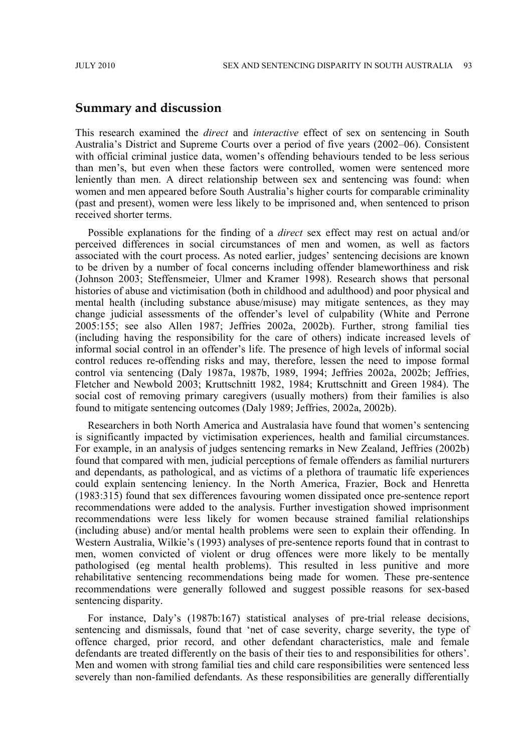## Summary and discussion

This research examined the *direct* and *interactive* effect of sex on sentencing in South Australia's District and Supreme Courts over a period of five years (2002–06). Consistent with official criminal justice data, women's offending behaviours tended to be less serious than men's, but even when these factors were controlled, women were sentenced more leniently than men. A direct relationship between sex and sentencing was found: when women and men appeared before South Australia's higher courts for comparable criminality (past and present), women were less likely to be imprisoned and, when sentenced to prison received shorter terms.

Possible explanations for the finding of a *direct* sex effect may rest on actual and/or perceived differences in social circumstances of men and women, as well as factors associated with the court process. As noted earlier, judges' sentencing decisions are known to be driven by a number of focal concerns including offender blameworthiness and risk (Johnson 2003; Steffensmeier, Ulmer and Kramer 1998). Research shows that personal histories of abuse and victimisation (both in childhood and adulthood) and poor physical and mental health (including substance abuse/misuse) may mitigate sentences, as they may change judicial assessments of the offender's level of culpability (White and Perrone 2005:155; see also Allen 1987; Jeffries 2002a, 2002b). Further, strong familial ties (including having the responsibility for the care of others) indicate increased levels of informal social control in an offender's life. The presence of high levels of informal social control reduces re-offending risks and may, therefore, lessen the need to impose formal control via sentencing (Daly 1987a, 1987b, 1989, 1994; Jeffries 2002a, 2002b; Jeffries, Fletcher and Newbold 2003; Kruttschnitt 1982, 1984; Kruttschnitt and Green 1984). The social cost of removing primary caregivers (usually mothers) from their families is also found to mitigate sentencing outcomes (Daly 1989; Jeffries, 2002a, 2002b).

Researchers in both North America and Australasia have found that women's sentencing is significantly impacted by victimisation experiences, health and familial circumstances. For example, in an analysis of judges sentencing remarks in New Zealand, Jeffries (2002b) found that compared with men, judicial perceptions of female offenders as familial nurturers and dependants, as pathological, and as victims of a plethora of traumatic life experiences could explain sentencing leniency. In the North America, Frazier, Bock and Henretta (1983:315) found that sex differences favouring women dissipated once pre-sentence report recommendations were added to the analysis. Further investigation showed imprisonment recommendations were less likely for women because strained familial relationships (including abuse) and/or mental health problems were seen to explain their offending. In Western Australia, Wilkie's (1993) analyses of pre-sentence reports found that in contrast to men, women convicted of violent or drug offences were more likely to be mentally pathologised (eg mental health problems). This resulted in less punitive and more rehabilitative sentencing recommendations being made for women. These pre-sentence recommendations were generally followed and suggest possible reasons for sex-based sentencing disparity.

For instance, Daly's (1987b:167) statistical analyses of pre-trial release decisions, sentencing and dismissals, found that 'net of case severity, charge severity, the type of offence charged, prior record, and other defendant characteristics, male and female defendants are treated differently on the basis of their ties to and responsibilities for others'. Men and women with strong familial ties and child care responsibilities were sentenced less severely than non-familied defendants. As these responsibilities are generally differentially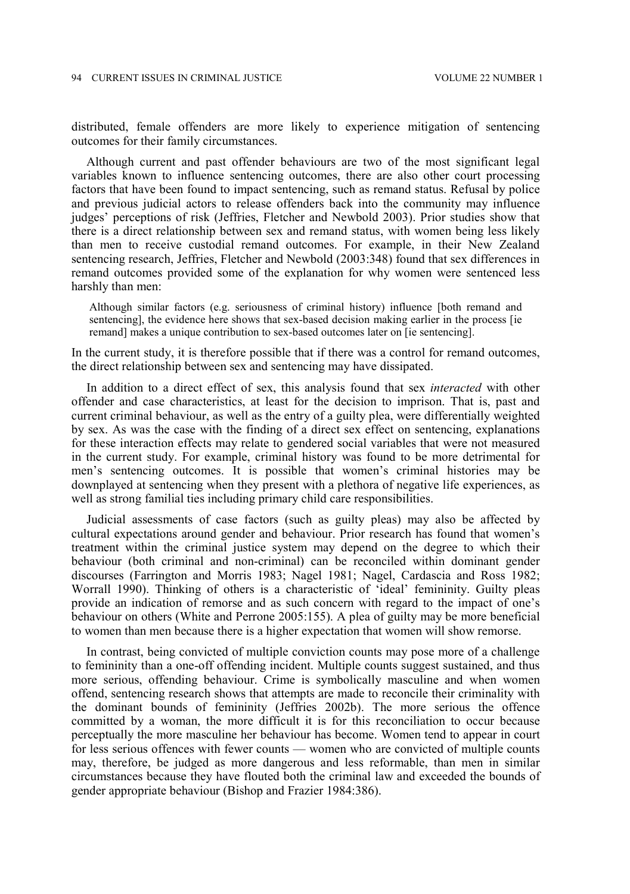distributed, female offenders are more likely to experience mitigation of sentencing outcomes for their family circumstances.

Although current and past offender behaviours are two of the most significant legal variables known to influence sentencing outcomes, there are also other court processing factors that have been found to impact sentencing, such as remand status. Refusal by police and previous judicial actors to release offenders back into the community may influence judges' perceptions of risk (Jeffries, Fletcher and Newbold 2003). Prior studies show that there is a direct relationship between sex and remand status, with women being less likely than men to receive custodial remand outcomes. For example, in their New Zealand sentencing research, Jeffries, Fletcher and Newbold (2003:348) found that sex differences in remand outcomes provided some of the explanation for why women were sentenced less harshly than men:

> Although similar factors (e.g. seriousness of criminal history) influence [both remand and sentencing], the evidence here shows that sex-based decision making earlier in the process [ie remand] makes a unique contribution to sex-based outcomes later on [ie sentencing].

In the current study, it is therefore possible that if there was a control for remand outcomes, the direct relationship between sex and sentencing may have dissipated.

In addition to a direct effect of sex, this analysis found that sex *interacted* with other offender and case characteristics, at least for the decision to imprison. That is, past and current criminal behaviour, as well as the entry of a guilty plea, were differentially weighted by sex. As was the case with the finding of a direct sex effect on sentencing, explanations for these interaction effects may relate to gendered social variables that were not measured in the current study. For example, criminal history was found to be more detrimental for men's sentencing outcomes. It is possible that women's criminal histories may be downplayed at sentencing when they present with a plethora of negative life experiences, as well as strong familial ties including primary child care responsibilities.

Judicial assessments of case factors (such as guilty pleas) may also be affected by cultural expectations around gender and behaviour. Prior research has found that women's treatment within the criminal justice system may depend on the degree to which their behaviour (both criminal and non-criminal) can be reconciled within dominant gender discourses (Farrington and Morris 1983; Nagel 1981; Nagel, Cardascia and Ross 1982; Worrall 1990). Thinking of others is a characteristic of 'ideal' femininity. Guilty pleas provide an indication of remorse and as such concern with regard to the impact of one's behaviour on others (White and Perrone 2005:155). A plea of guilty may be more beneficial to women than men because there is a higher expectation that women will show remorse.

In contrast, being convicted of multiple conviction counts may pose more of a challenge to femininity than a one-off offending incident. Multiple counts suggest sustained, and thus more serious, offending behaviour. Crime is symbolically masculine and when women offend, sentencing research shows that attempts are made to reconcile their criminality with the dominant bounds of femininity (Jeffries 2002b). The more serious the offence committed by a woman, the more difficult it is for this reconciliation to occur because perceptually the more masculine her behaviour has become. Women tend to appear in court for less serious offences with fewer counts — women who are convicted of multiple counts may, therefore, be judged as more dangerous and less reformable, than men in similar circumstances because they have flouted both the criminal law and exceeded the bounds of gender appropriate behaviour (Bishop and Frazier 1984:386).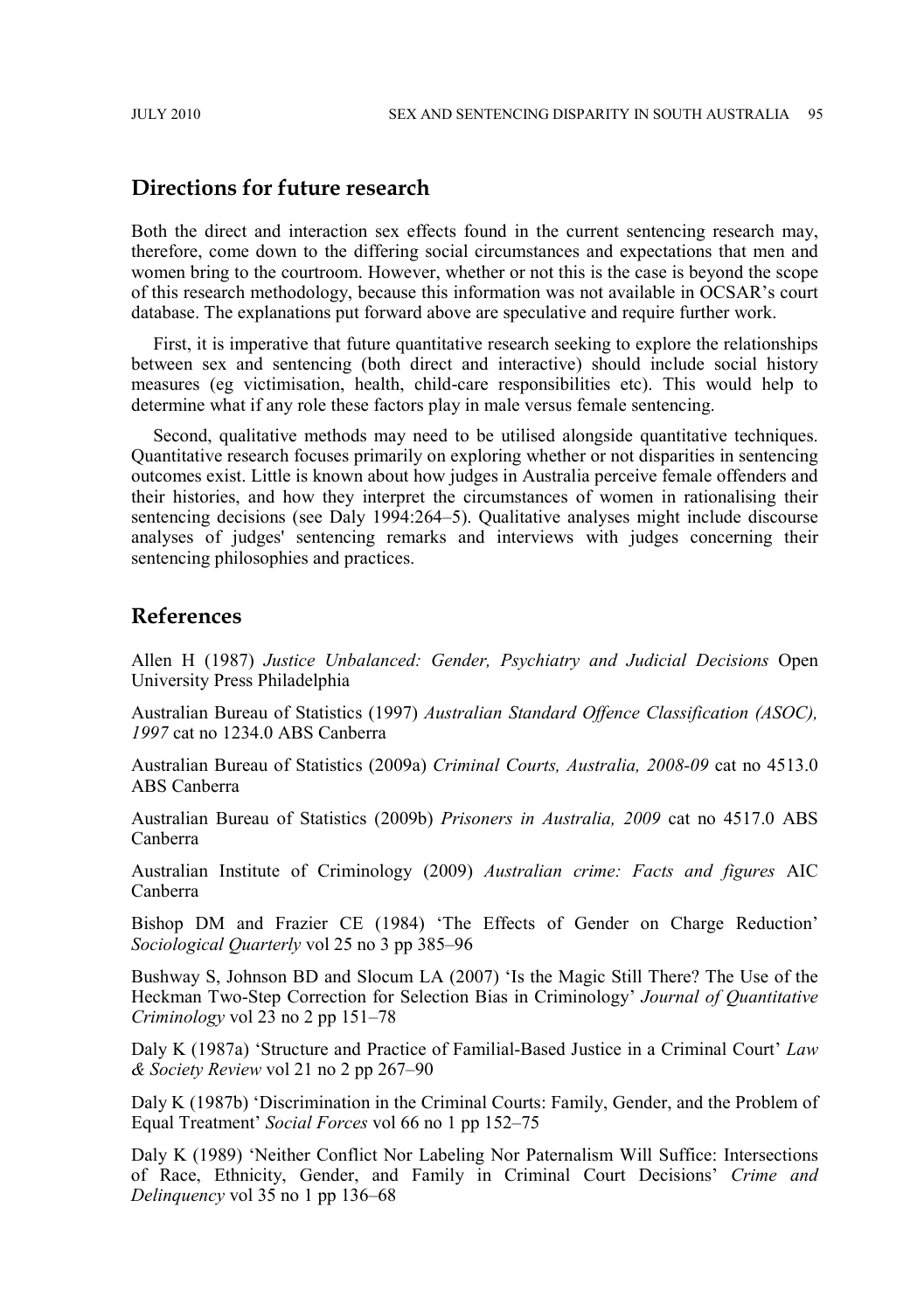## Directions for future research

Both the direct and interaction sex effects found in the current sentencing research may, therefore, come down to the differing social circumstances and expectations that men and women bring to the courtroom. However, whether or not this is the case is beyond the scope of this research methodology, because this information was not available in OCSAR's court database. The explanations put forward above are speculative and require further work.

First, it is imperative that future quantitative research seeking to explore the relationships between sex and sentencing (both direct and interactive) should include social history measures (eg victimisation, health, child-care responsibilities etc). This would help to determine what if any role these factors play in male versus female sentencing.

Second, qualitative methods may need to be utilised alongside quantitative techniques. Quantitative research focuses primarily on exploring whether or not disparities in sentencing outcomes exist. Little is known about how judges in Australia perceive female offenders and their histories, and how they interpret the circumstances of women in rationalising their sentencing decisions (see Daly 1994:264–5). Qualitative analyses might include discourse analyses of judges' sentencing remarks and interviews with judges concerning their sentencing philosophies and practices.

## References

Allen H (1987) *Justice Unbalanced: Gender, Psychiatry and Judicial Decisions* Open University Press Philadelphia

Australian Bureau of Statistics (1997) *Australian Standard Offence Classification (ASOC), 1997* cat no 1234.0 ABS Canberra

Australian Bureau of Statistics (2009a) *Criminal Courts, Australia, 2008-09* cat no 4513.0 ABS Canberra

Australian Bureau of Statistics (2009b) *Prisoners in Australia, 2009* cat no 4517.0 ABS Canberra

Australian Institute of Criminology (2009) *Australian crime: Facts and figures* AIC Canberra

Bishop DM and Frazier CE (1984) 'The Effects of Gender on Charge Reduction' *Sociological Quarterly* vol 25 no 3 pp 385–96

Bushway S, Johnson BD and Slocum LA (2007) 'Is the Magic Still There? The Use of the Heckman Two-Step Correction for Selection Bias in Criminology' *Journal of Quantitative Criminology* vol 23 no 2 pp 151–78

Daly K (1987a) 'Structure and Practice of Familial-Based Justice in a Criminal Court' *Law & Society Review* vol 21 no 2 pp 267–90

Daly K (1987b) 'Discrimination in the Criminal Courts: Family, Gender, and the Problem of Equal Treatment' *Social Forces* vol 66 no 1 pp 152–75

Daly K (1989) 'Neither Conflict Nor Labeling Nor Paternalism Will Suffice: Intersections of Race, Ethnicity, Gender, and Family in Criminal Court Decisions' *Crime and Delinquency* vol 35 no 1 pp 136–68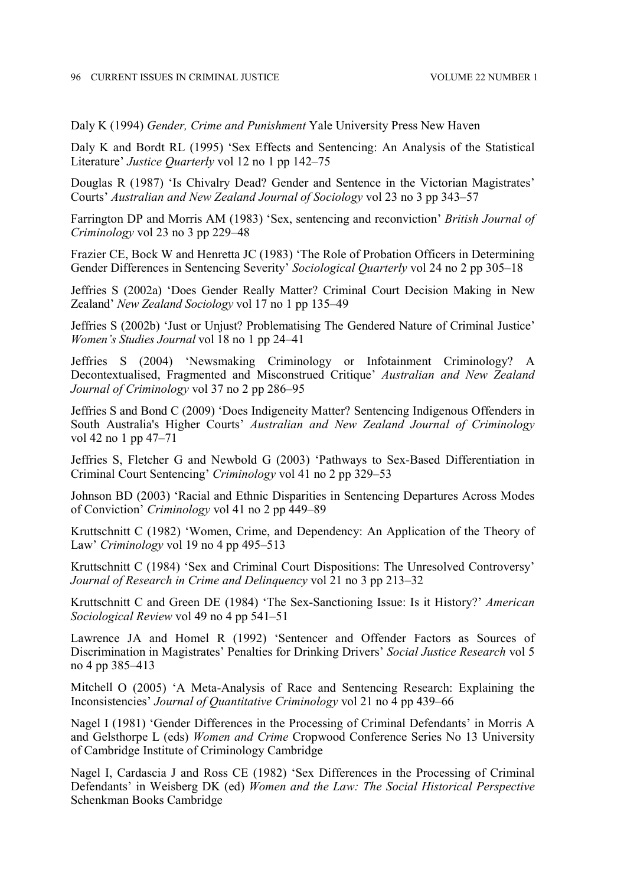Daly K (1994) *Gender, Crime and Punishment* Yale University Press New Haven

Daly K and Bordt RL (1995) 'Sex Effects and Sentencing: An Analysis of the Statistical Literature' *Justice Quarterly* vol 12 no 1 pp 142–75

Douglas R (1987) 'Is Chivalry Dead? Gender and Sentence in the Victorian Magistrates' Courts' *Australian and New Zealand Journal of Sociology* vol 23 no 3 pp 343–57

Farrington DP and Morris AM (1983) 'Sex, sentencing and reconviction' *British Journal of Criminology* vol 23 no 3 pp 229–48

Frazier CE, Bock W and Henretta JC (1983) 'The Role of Probation Officers in Determining Gender Differences in Sentencing Severity' *Sociological Quarterly* vol 24 no 2 pp 305–18

Jeffries S (2002a) 'Does Gender Really Matter? Criminal Court Decision Making in New Zealand' *New Zealand Sociology* vol 17 no 1 pp 135–49

Jeffries S (2002b) 'Just or Unjust? Problematising The Gendered Nature of Criminal Justice' *Women's Studies Journal* vol 18 no 1 pp 24–41

Jeffries S (2004) 'Newsmaking Criminology or Infotainment Criminology? A Decontextualised, Fragmented and Misconstrued Critique' *Australian and New Zealand Journal of Criminology* vol 37 no 2 pp 286–95

Jeffries S and Bond C (2009) 'Does Indigeneity Matter? Sentencing Indigenous Offenders in South Australia's Higher Courts' *Australian and New Zealand Journal of Criminology* vol 42 no 1 pp 47–71

Jeffries S, Fletcher G and Newbold G (2003) 'Pathways to Sex-Based Differentiation in Criminal Court Sentencing' *Criminology* vol 41 no 2 pp 329–53

Johnson BD (2003) 'Racial and Ethnic Disparities in Sentencing Departures Across Modes of Conviction' *Criminology* vol 41 no 2 pp 449–89

Kruttschnitt C (1982) 'Women, Crime, and Dependency: An Application of the Theory of Law' *Criminology* vol 19 no 4 pp 495–513

Kruttschnitt C (1984) 'Sex and Criminal Court Dispositions: The Unresolved Controversy' *Journal of Research in Crime and Delinquency* vol 21 no 3 pp 213–32

Kruttschnitt C and Green DE (1984) 'The Sex-Sanctioning Issue: Is it History?' *American Sociological Review* vol 49 no 4 pp 541–51

Lawrence JA and Homel R (1992) 'Sentencer and Offender Factors as Sources of Discrimination in Magistrates' Penalties for Drinking Drivers' *Social Justice Research* vol 5 no 4 pp 385–413

Mitchell O (2005) 'A Meta-Analysis of Race and Sentencing Research: Explaining the Inconsistencies' *Journal of Quantitative Criminology* vol 21 no 4 pp 439–66

Nagel I (1981) 'Gender Differences in the Processing of Criminal Defendants' in Morris A and Gelsthorpe L (eds) *Women and Crime* Cropwood Conference Series No 13 University of Cambridge Institute of Criminology Cambridge

Nagel I, Cardascia J and Ross CE (1982) 'Sex Differences in the Processing of Criminal Defendants' in Weisberg DK (ed) *Women and the Law: The Social Historical Perspective* Schenkman Books Cambridge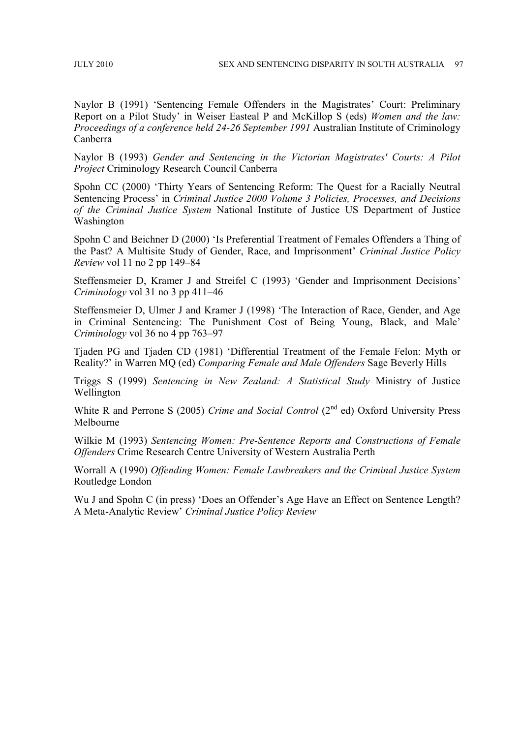Naylor B (1991) 'Sentencing Female Offenders in the Magistrates' Court: Preliminary Report on a Pilot Study' in Weiser Easteal P and McKillop S (eds) *Women and the law: Proceedings of a conference held 24-26 September 1991* Australian Institute of Criminology Canberra

Naylor B (1993) *Gender and Sentencing in the Victorian Magistrates' Courts: A Pilot Project* Criminology Research Council Canberra

Spohn CC (2000) 'Thirty Years of Sentencing Reform: The Quest for a Racially Neutral Sentencing Process' in *Criminal Justice 2000 Volume 3 Policies, Processes, and Decisions of the Criminal Justice System* National Institute of Justice US Department of Justice Washington

Spohn C and Beichner D (2000) 'Is Preferential Treatment of Females Offenders a Thing of the Past? A Multisite Study of Gender, Race, and Imprisonment' *Criminal Justice Policy Review* vol 11 no 2 pp 149–84

Steffensmeier D, Kramer J and Streifel C (1993) 'Gender and Imprisonment Decisions' *Criminology* vol 31 no 3 pp 411–46

Steffensmeier D, Ulmer J and Kramer J (1998) 'The Interaction of Race, Gender, and Age in Criminal Sentencing: The Punishment Cost of Being Young, Black, and Male' *Criminology* vol 36 no 4 pp 763–97

Tjaden PG and Tjaden CD (1981) 'Differential Treatment of the Female Felon: Myth or Reality?' in Warren MQ (ed) *Comparing Female and Male Offenders* Sage Beverly Hills

Triggs S (1999) *Sentencing in New Zealand: A Statistical Study* Ministry of Justice Wellington

White R and Perrone S (2005) *Crime and Social Control* (2nd ed) Oxford University Press Melbourne

Wilkie M (1993) *Sentencing Women: Pre-Sentence Reports and Constructions of Female Offenders* Crime Research Centre University of Western Australia Perth

Worrall A (1990) *Offending Women: Female Lawbreakers and the Criminal Justice System* Routledge London

Wu J and Spohn C (in press) 'Does an Offender's Age Have an Effect on Sentence Length? A Meta-Analytic Review' *Criminal Justice Policy Review*